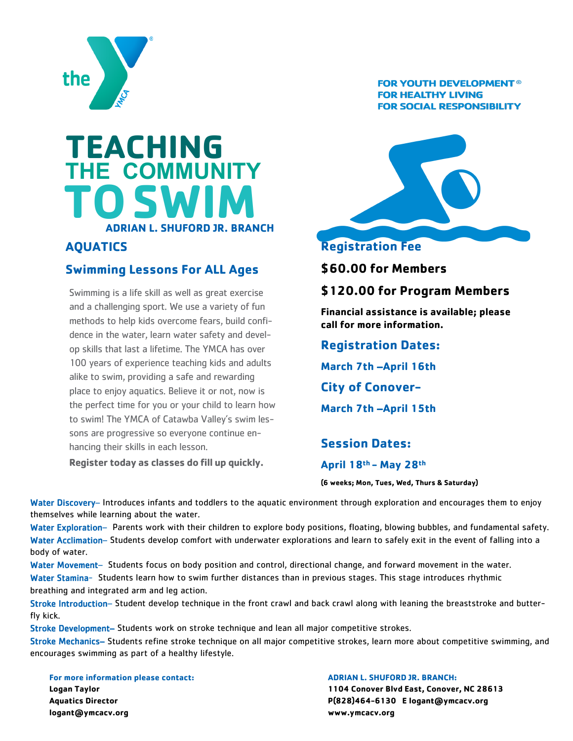the YMCA

FOR YOUTH DEVELOPMENT®
FOR HEALTHY LIVING
FOR SOCIAL RESPONSIBILITY

# TEACHING THE COMMUNITY TO SWIM

**ADRIAN L. SHUFORD JR. BRANCH**

## AQUATICS

### Swimming Lessons For ALL Ages

Swimming is a life skill as well as great exercise and a challenging sport. We use a variety of fun methods to help kids overcome fears, build confidence in the water, learn water safety and develop skills that last a lifetime. The YMCA has over 100 years of experience teaching kids and adults alike to swim, providing a safe and rewarding place to enjoy aquatics. Believe it or not, now is the perfect time for you or your child to learn how to swim! The YMCA of Catawba Valley's swim lessons are progressive so everyone continue enhancing their skills in each lesson.

**Register today as classes do fill up quickly.**

### Registration Fee

**$60.00 for Members**

**$120.00 for Program Members**

**Financial assistance is available; please call for more information.**

### Registration Dates:

**March 7th –April 16th**

**City of Conover-**

**March 7th –April 15th**

### Session Dates:

**April 18th – May 28th**

**(6 weeks; Mon, Tues, Wed, Thurs & Saturday)**

Water Discovery– Introduces infants and toddlers to the aquatic environment through exploration and encourages them to enjoy themselves while learning about the water.

Water Exploration– Parents work with their children to explore body positions, floating, blowing bubbles, and fundamental safety.

Water Acclimation– Students develop comfort with underwater explorations and learn to safely exit in the event of falling into a body of water.

Water Movement– Students focus on body position and control, directional change, and forward movement in the water.

Water Stamina- Students learn how to swim further distances than in previous stages. This stage introduces rhythmic breathing and integrated arm and leg action.

Stroke Introduction– Student develop technique in the front crawl and back crawl along with leaning the breaststroke and butterfly kick.

Stroke Development– Students work on stroke technique and lean all major competitive strokes.

Stroke Mechanics– Students refine stroke technique on all major competitive strokes, learn more about competitive swimming, and encourages swimming as part of a healthy lifestyle.

**For more information please contact:**
**Logan Taylor**
**Aquatics Director**
**logant@ymcacv.org**

**ADRIAN L. SHUFORD JR. BRANCH:**
**1104 Conover Blvd East, Conover, NC 28613**
**P(828)464-6130 E logant@ymcacv.org**
**www.ymcacv.org**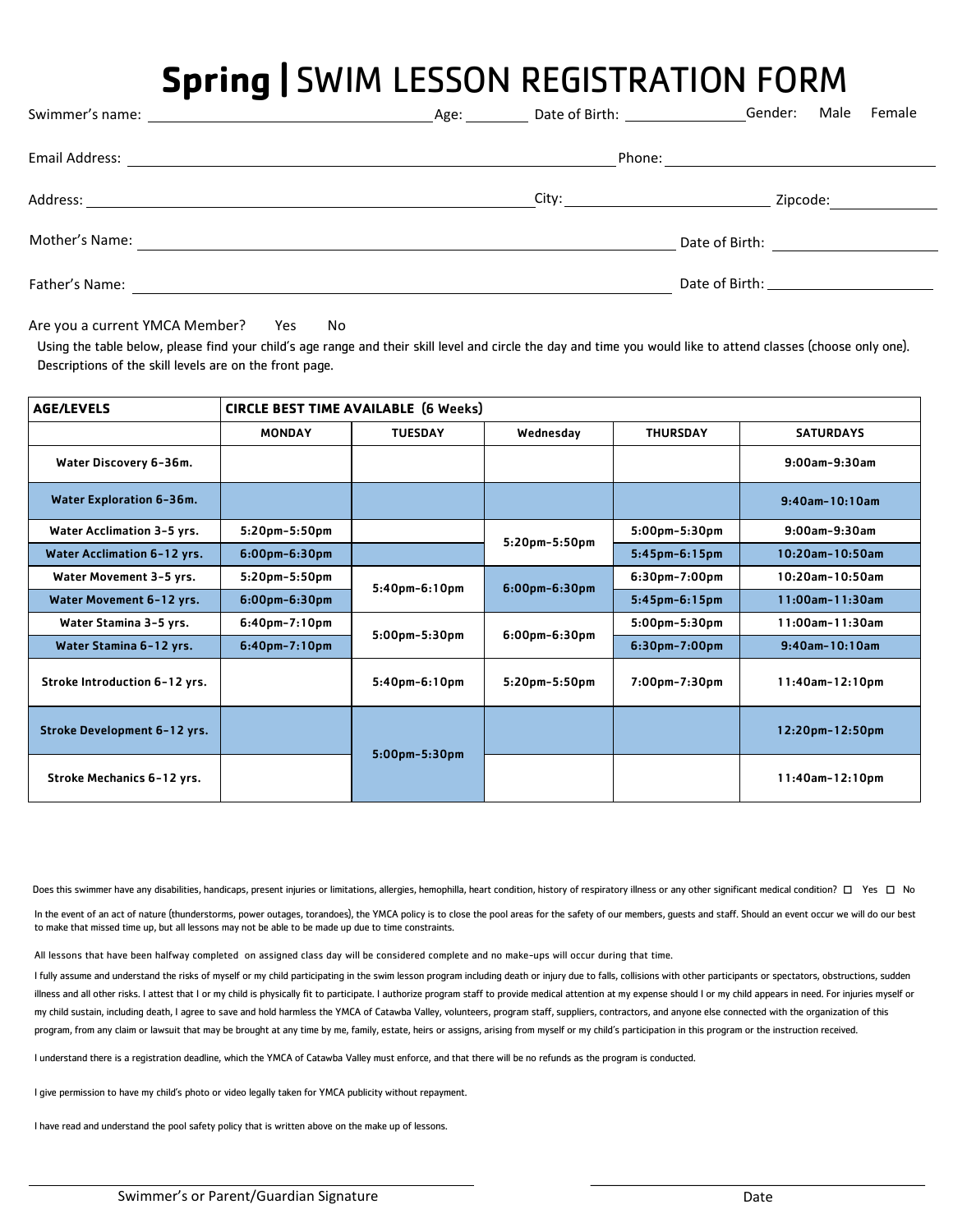# Spring | SWIM LESSON REGISTRATION FORM

Swimmer's name: ____________________ Age: ________ Date of Birth: ______________ Gender: Male Female

Email Address: ______________________________ Phone: ______________________

Address: ______________________________ City: ______________ Zipcode: ____________

Mother's Name: ______________________________ Date of Birth: ______________

Father's Name: ______________________________ Date of Birth: ______________

Are you a current YMCA Member? Yes No

Using the table below, please find your child's age range and their skill level and circle the day and time you would like to attend classes (choose only one). Descriptions of the skill levels are on the front page.

| AGE/LEVELS | CIRCLE BEST TIME AVAILABLE (6 Weeks) | | | | |
|---|---|---|---|---|---|
| | MONDAY | TUESDAY | Wednesday | THURSDAY | SATURDAYS |
| Water Discovery 6-36m. | | | | | 9:00am-9:30am |
| Water Exploration 6-36m. | | | | | 9:40am-10:10am |
| Water Acclimation 3-5 yrs. | 5:20pm-5:50pm | | 5:20pm-5:50pm | 5:00pm-5:30pm | 9:00am-9:30am |
| Water Acclimation 6-12 yrs. | 6:00pm-6:30pm | | | 5:45pm-6:15pm | 10:20am-10:50am |
| Water Movement 3-5 yrs. | 5:20pm-5:50pm | 5:40pm-6:10pm | 6:00pm-6:30pm | 6:30pm-7:00pm | 10:20am-10:50am |
| Water Movement 6-12 yrs. | 6:00pm-6:30pm | | | 5:45pm-6:15pm | 11:00am-11:30am |
| Water Stamina 3-5 yrs. | 6:40pm-7:10pm | 5:00pm-5:30pm | 6:00pm-6:30pm | 5:00pm-5:30pm | 11:00am-11:30am |
| Water Stamina 6-12 yrs. | 6:40pm-7:10pm | | | 6:30pm-7:00pm | 9:40am-10:10am |
| Stroke Introduction 6-12 yrs. | | 5:40pm-6:10pm | 5:20pm-5:50pm | 7:00pm-7:30pm | 11:40am-12:10pm |
| Stroke Development 6-12 yrs. | | 5:00pm-5:30pm | | | 12:20pm-12:50pm |
| Stroke Mechanics 6-12 yrs. | | | | | 11:40am-12:10pm |

Does this swimmer have any disabilities, handicaps, present injuries or limitations, allergies, hemophilla, heart condition, history of respiratory illness or any other significant medical condition? ☐ Yes ☐ No

In the event of an act of nature (thunderstorms, power outages, torandoes), the YMCA policy is to close the pool areas for the safety of our members, guests and staff. Should an event occur we will do our best to make that missed time up, but all lessons may not be able to be made up due to time constraints.

All lessons that have been halfway completed on assigned class day will be considered complete and no make-ups will occur during that time.

I fully assume and understand the risks of myself or my child participating in the swim lesson program including death or injury due to falls, collisions with other participants or spectators, obstructions, sudden illness and all other risks. I attest that I or my child is physically fit to participate. I authorize program staff to provide medical attention at my expense should I or my child appears in need. For injuries myself or my child sustain, including death, I agree to save and hold harmless the YMCA of Catawba Valley, volunteers, program staff, suppliers, contractors, and anyone else connected with the organization of this program, from any claim or lawsuit that may be brought at any time by me, family, estate, heirs or assigns, arising from myself or my child's participation in this program or the instruction received.

I understand there is a registration deadline, which the YMCA of Catawba Valley must enforce, and that there will be no refunds as the program is conducted.

I give permission to have my child's photo or video legally taken for YMCA publicity without repayment.

I have read and understand the pool safety policy that is written above on the make up of lessons.

______________________________ ______________________

Swimmer's or Parent/Guardian Signature Date